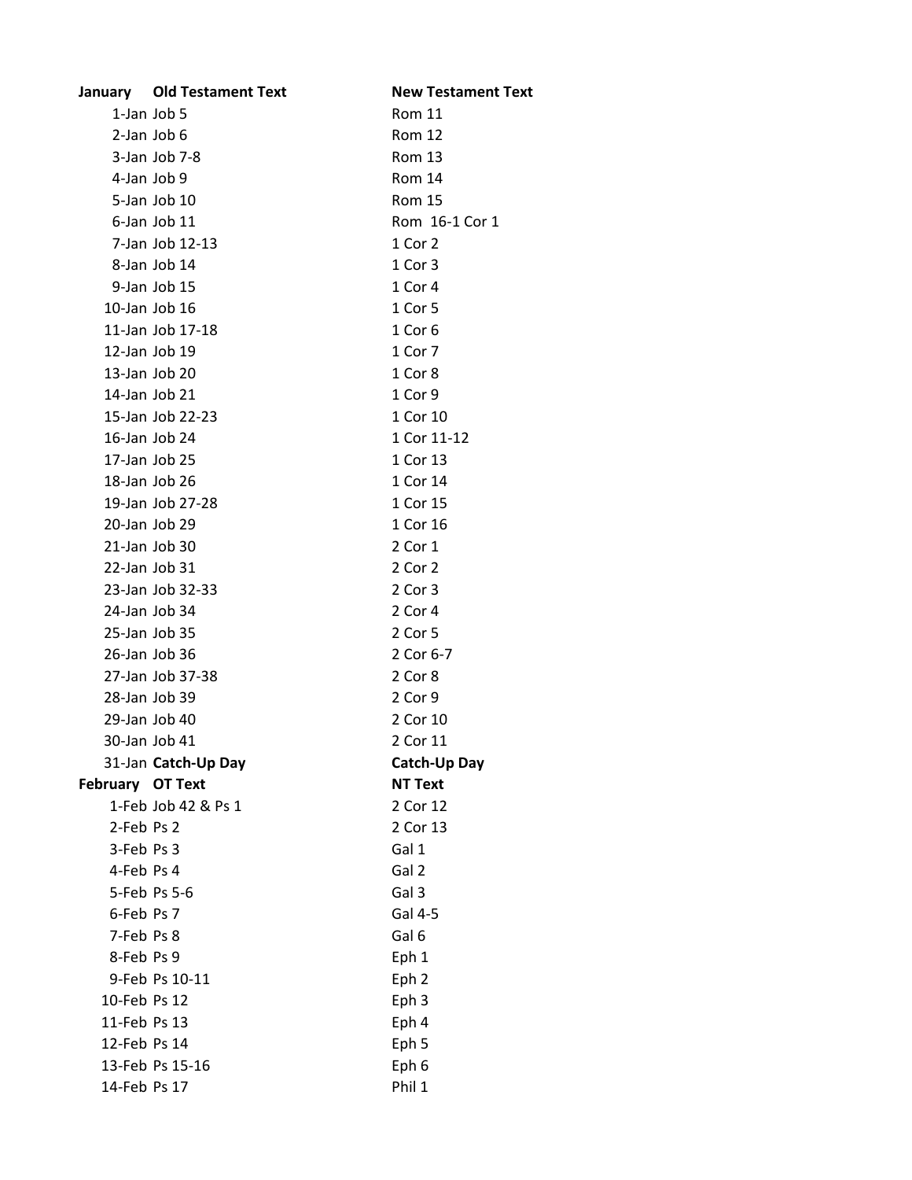| January | Old Testament Text | New Testament Text |
| --- | --- | --- |
| 1-Jan | Job 5 | Rom 11 |
| 2-Jan | Job 6 | Rom 12 |
| 3-Jan | Job 7-8 | Rom 13 |
| 4-Jan | Job 9 | Rom 14 |
| 5-Jan | Job 10 | Rom 15 |
| 6-Jan | Job 11 | Rom 16-1 Cor 1 |
| 7-Jan | Job 12-13 | 1 Cor 2 |
| 8-Jan | Job 14 | 1 Cor 3 |
| 9-Jan | Job 15 | 1 Cor 4 |
| 10-Jan | Job 16 | 1 Cor 5 |
| 11-Jan | Job 17-18 | 1 Cor 6 |
| 12-Jan | Job 19 | 1 Cor 7 |
| 13-Jan | Job 20 | 1 Cor 8 |
| 14-Jan | Job 21 | 1 Cor 9 |
| 15-Jan | Job 22-23 | 1 Cor 10 |
| 16-Jan | Job 24 | 1 Cor 11-12 |
| 17-Jan | Job 25 | 1 Cor 13 |
| 18-Jan | Job 26 | 1 Cor 14 |
| 19-Jan | Job 27-28 | 1 Cor 15 |
| 20-Jan | Job 29 | 1 Cor 16 |
| 21-Jan | Job 30 | 2 Cor 1 |
| 22-Jan | Job 31 | 2 Cor 2 |
| 23-Jan | Job 32-33 | 2 Cor 3 |
| 24-Jan | Job 34 | 2 Cor 4 |
| 25-Jan | Job 35 | 2 Cor 5 |
| 26-Jan | Job 36 | 2 Cor 6-7 |
| 27-Jan | Job 37-38 | 2 Cor 8 |
| 28-Jan | Job 39 | 2 Cor 9 |
| 29-Jan | Job 40 | 2 Cor 10 |
| 30-Jan | Job 41 | 2 Cor 11 |
| 31-Jan | **Catch-Up Day** | **Catch-Up Day** |
| **February** | **OT Text** | **NT Text** |
| 1-Feb | Job 42 & Ps 1 | 2 Cor 12 |
| 2-Feb | Ps 2 | 2 Cor 13 |
| 3-Feb | Ps 3 | Gal 1 |
| 4-Feb | Ps 4 | Gal 2 |
| 5-Feb | Ps 5-6 | Gal 3 |
| 6-Feb | Ps 7 | Gal 4-5 |
| 7-Feb | Ps 8 | Gal 6 |
| 8-Feb | Ps 9 | Eph 1 |
| 9-Feb | Ps 10-11 | Eph 2 |
| 10-Feb | Ps 12 | Eph 3 |
| 11-Feb | Ps 13 | Eph 4 |
| 12-Feb | Ps 14 | Eph 5 |
| 13-Feb | Ps 15-16 | Eph 6 |
| 14-Feb | Ps 17 | Phil 1 |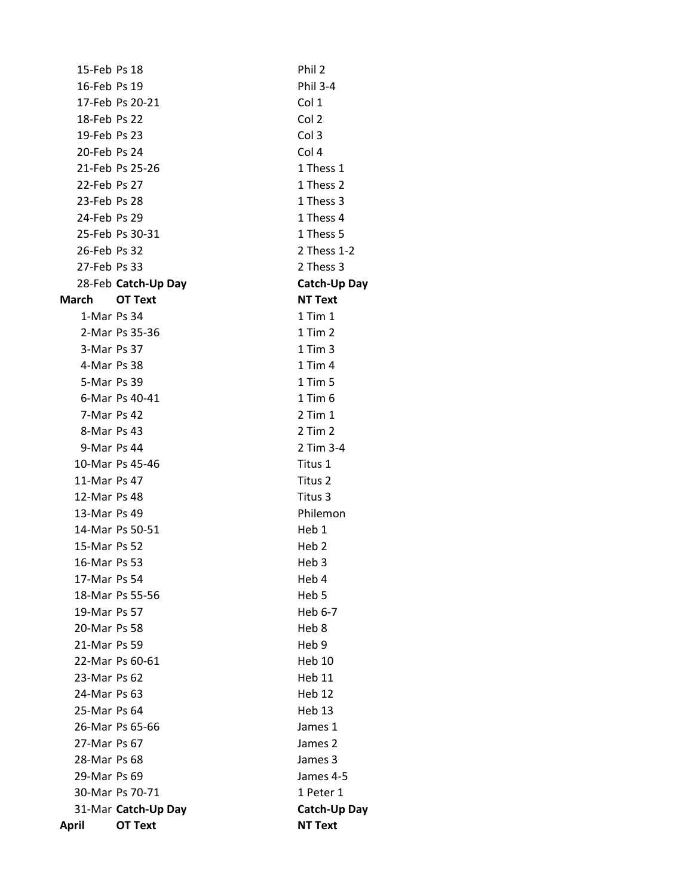| | | |
|---|---|---|
| 15-Feb | Ps 18 | Phil 2 |
| 16-Feb | Ps 19 | Phil 3-4 |
| 17-Feb | Ps 20-21 | Col 1 |
| 18-Feb | Ps 22 | Col 2 |
| 19-Feb | Ps 23 | Col 3 |
| 20-Feb | Ps 24 | Col 4 |
| 21-Feb | Ps 25-26 | 1 Thess 1 |
| 22-Feb | Ps 27 | 1 Thess 2 |
| 23-Feb | Ps 28 | 1 Thess 3 |
| 24-Feb | Ps 29 | 1 Thess 4 |
| 25-Feb | Ps 30-31 | 1 Thess 5 |
| 26-Feb | Ps 32 | 2 Thess 1-2 |
| 27-Feb | Ps 33 | 2 Thess 3 |
| 28-Feb | **Catch-Up Day** | **Catch-Up Day** |
| **March** | **OT Text** | **NT Text** |
| 1-Mar | Ps 34 | 1 Tim 1 |
| 2-Mar | Ps 35-36 | 1 Tim 2 |
| 3-Mar | Ps 37 | 1 Tim 3 |
| 4-Mar | Ps 38 | 1 Tim 4 |
| 5-Mar | Ps 39 | 1 Tim 5 |
| 6-Mar | Ps 40-41 | 1 Tim 6 |
| 7-Mar | Ps 42 | 2 Tim 1 |
| 8-Mar | Ps 43 | 2 Tim 2 |
| 9-Mar | Ps 44 | 2 Tim 3-4 |
| 10-Mar | Ps 45-46 | Titus 1 |
| 11-Mar | Ps 47 | Titus 2 |
| 12-Mar | Ps 48 | Titus 3 |
| 13-Mar | Ps 49 | Philemon |
| 14-Mar | Ps 50-51 | Heb 1 |
| 15-Mar | Ps 52 | Heb 2 |
| 16-Mar | Ps 53 | Heb 3 |
| 17-Mar | Ps 54 | Heb 4 |
| 18-Mar | Ps 55-56 | Heb 5 |
| 19-Mar | Ps 57 | Heb 6-7 |
| 20-Mar | Ps 58 | Heb 8 |
| 21-Mar | Ps 59 | Heb 9 |
| 22-Mar | Ps 60-61 | Heb 10 |
| 23-Mar | Ps 62 | Heb 11 |
| 24-Mar | Ps 63 | Heb 12 |
| 25-Mar | Ps 64 | Heb 13 |
| 26-Mar | Ps 65-66 | James 1 |
| 27-Mar | Ps 67 | James 2 |
| 28-Mar | Ps 68 | James 3 |
| 29-Mar | Ps 69 | James 4-5 |
| 30-Mar | Ps 70-71 | 1 Peter 1 |
| 31-Mar | **Catch-Up Day** | **Catch-Up Day** |
| **April** | **OT Text** | **NT Text** |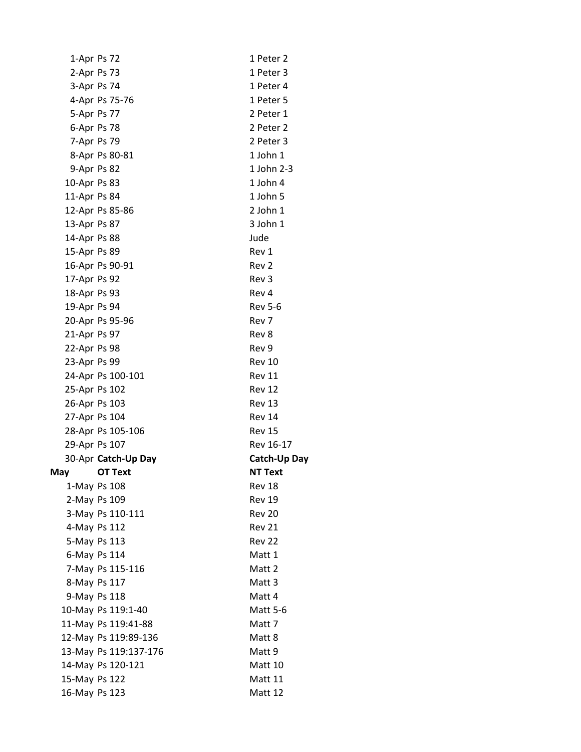| | | |
|---|---|---|
| 1-Apr | Ps 72 | 1 Peter 2 |
| 2-Apr | Ps 73 | 1 Peter 3 |
| 3-Apr | Ps 74 | 1 Peter 4 |
| 4-Apr | Ps 75-76 | 1 Peter 5 |
| 5-Apr | Ps 77 | 2 Peter 1 |
| 6-Apr | Ps 78 | 2 Peter 2 |
| 7-Apr | Ps 79 | 2 Peter 3 |
| 8-Apr | Ps 80-81 | 1 John 1 |
| 9-Apr | Ps 82 | 1 John 2-3 |
| 10-Apr | Ps 83 | 1 John 4 |
| 11-Apr | Ps 84 | 1 John 5 |
| 12-Apr | Ps 85-86 | 2 John 1 |
| 13-Apr | Ps 87 | 3 John 1 |
| 14-Apr | Ps 88 | Jude |
| 15-Apr | Ps 89 | Rev 1 |
| 16-Apr | Ps 90-91 | Rev 2 |
| 17-Apr | Ps 92 | Rev 3 |
| 18-Apr | Ps 93 | Rev 4 |
| 19-Apr | Ps 94 | Rev 5-6 |
| 20-Apr | Ps 95-96 | Rev 7 |
| 21-Apr | Ps 97 | Rev 8 |
| 22-Apr | Ps 98 | Rev 9 |
| 23-Apr | Ps 99 | Rev 10 |
| 24-Apr | Ps 100-101 | Rev 11 |
| 25-Apr | Ps 102 | Rev 12 |
| 26-Apr | Ps 103 | Rev 13 |
| 27-Apr | Ps 104 | Rev 14 |
| 28-Apr | Ps 105-106 | Rev 15 |
| 29-Apr | Ps 107 | Rev 16-17 |
| 30-Apr | **Catch-Up Day** | **Catch-Up Day** |
| **May** | **OT Text** | **NT Text** |
| 1-May | Ps 108 | Rev 18 |
| 2-May | Ps 109 | Rev 19 |
| 3-May | Ps 110-111 | Rev 20 |
| 4-May | Ps 112 | Rev 21 |
| 5-May | Ps 113 | Rev 22 |
| 6-May | Ps 114 | Matt 1 |
| 7-May | Ps 115-116 | Matt 2 |
| 8-May | Ps 117 | Matt 3 |
| 9-May | Ps 118 | Matt 4 |
| 10-May | Ps 119:1-40 | Matt 5-6 |
| 11-May | Ps 119:41-88 | Matt 7 |
| 12-May | Ps 119:89-136 | Matt 8 |
| 13-May | Ps 119:137-176 | Matt 9 |
| 14-May | Ps 120-121 | Matt 10 |
| 15-May | Ps 122 | Matt 11 |
| 16-May | Ps 123 | Matt 12 |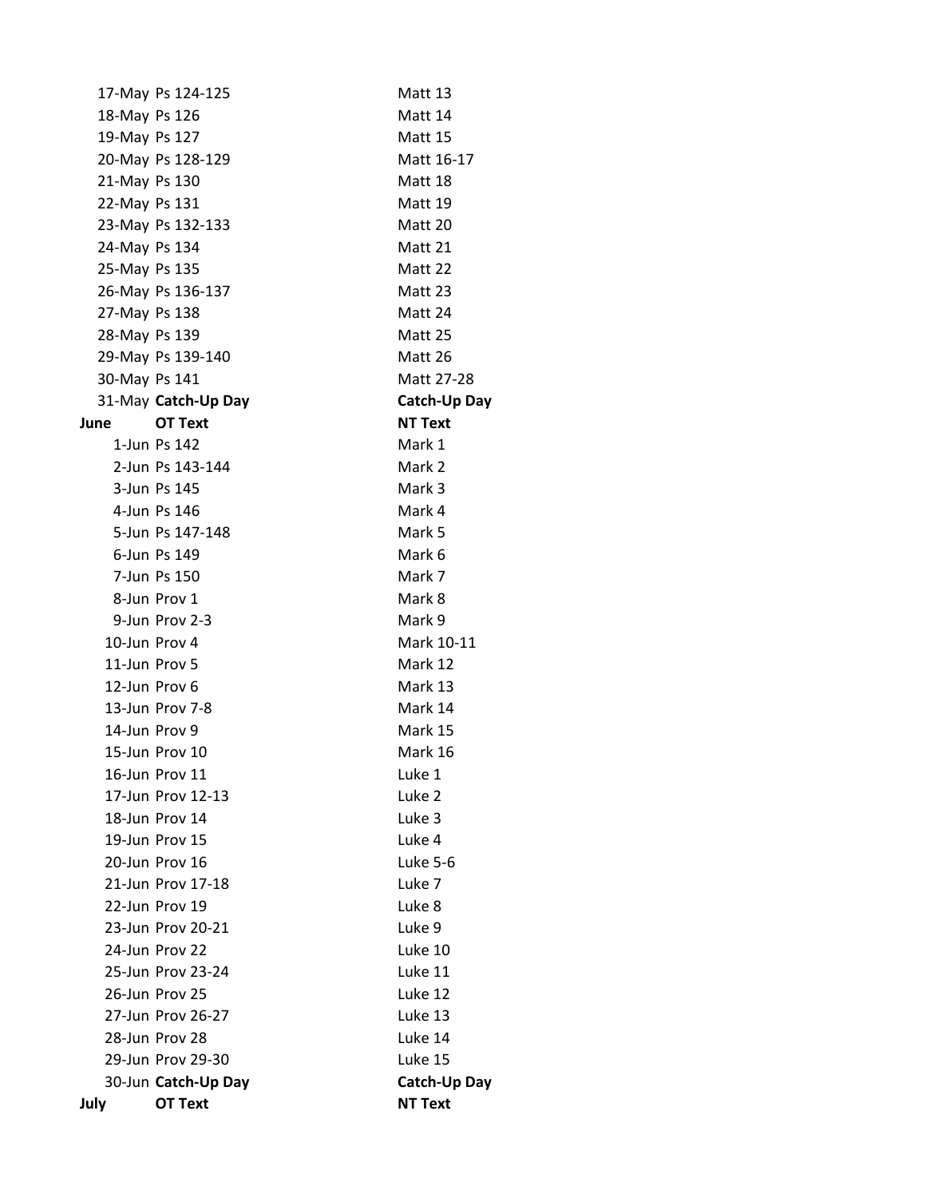| | | |
|---|---|---|
| 17-May | Ps 124-125 | Matt 13 |
| 18-May | Ps 126 | Matt 14 |
| 19-May | Ps 127 | Matt 15 |
| 20-May | Ps 128-129 | Matt 16-17 |
| 21-May | Ps 130 | Matt 18 |
| 22-May | Ps 131 | Matt 19 |
| 23-May | Ps 132-133 | Matt 20 |
| 24-May | Ps 134 | Matt 21 |
| 25-May | Ps 135 | Matt 22 |
| 26-May | Ps 136-137 | Matt 23 |
| 27-May | Ps 138 | Matt 24 |
| 28-May | Ps 139 | Matt 25 |
| 29-May | Ps 139-140 | Matt 26 |
| 30-May | Ps 141 | Matt 27-28 |
| 31-May | **Catch-Up Day** | **Catch-Up Day** |
| **June** | **OT Text** | **NT Text** |
| 1-Jun | Ps 142 | Mark 1 |
| 2-Jun | Ps 143-144 | Mark 2 |
| 3-Jun | Ps 145 | Mark 3 |
| 4-Jun | Ps 146 | Mark 4 |
| 5-Jun | Ps 147-148 | Mark 5 |
| 6-Jun | Ps 149 | Mark 6 |
| 7-Jun | Ps 150 | Mark 7 |
| 8-Jun | Prov 1 | Mark 8 |
| 9-Jun | Prov 2-3 | Mark 9 |
| 10-Jun | Prov 4 | Mark 10-11 |
| 11-Jun | Prov 5 | Mark 12 |
| 12-Jun | Prov 6 | Mark 13 |
| 13-Jun | Prov 7-8 | Mark 14 |
| 14-Jun | Prov 9 | Mark 15 |
| 15-Jun | Prov 10 | Mark 16 |
| 16-Jun | Prov 11 | Luke 1 |
| 17-Jun | Prov 12-13 | Luke 2 |
| 18-Jun | Prov 14 | Luke 3 |
| 19-Jun | Prov 15 | Luke 4 |
| 20-Jun | Prov 16 | Luke 5-6 |
| 21-Jun | Prov 17-18 | Luke 7 |
| 22-Jun | Prov 19 | Luke 8 |
| 23-Jun | Prov 20-21 | Luke 9 |
| 24-Jun | Prov 22 | Luke 10 |
| 25-Jun | Prov 23-24 | Luke 11 |
| 26-Jun | Prov 25 | Luke 12 |
| 27-Jun | Prov 26-27 | Luke 13 |
| 28-Jun | Prov 28 | Luke 14 |
| 29-Jun | Prov 29-30 | Luke 15 |
| 30-Jun | **Catch-Up Day** | **Catch-Up Day** |
| **July** | **OT Text** | **NT Text** |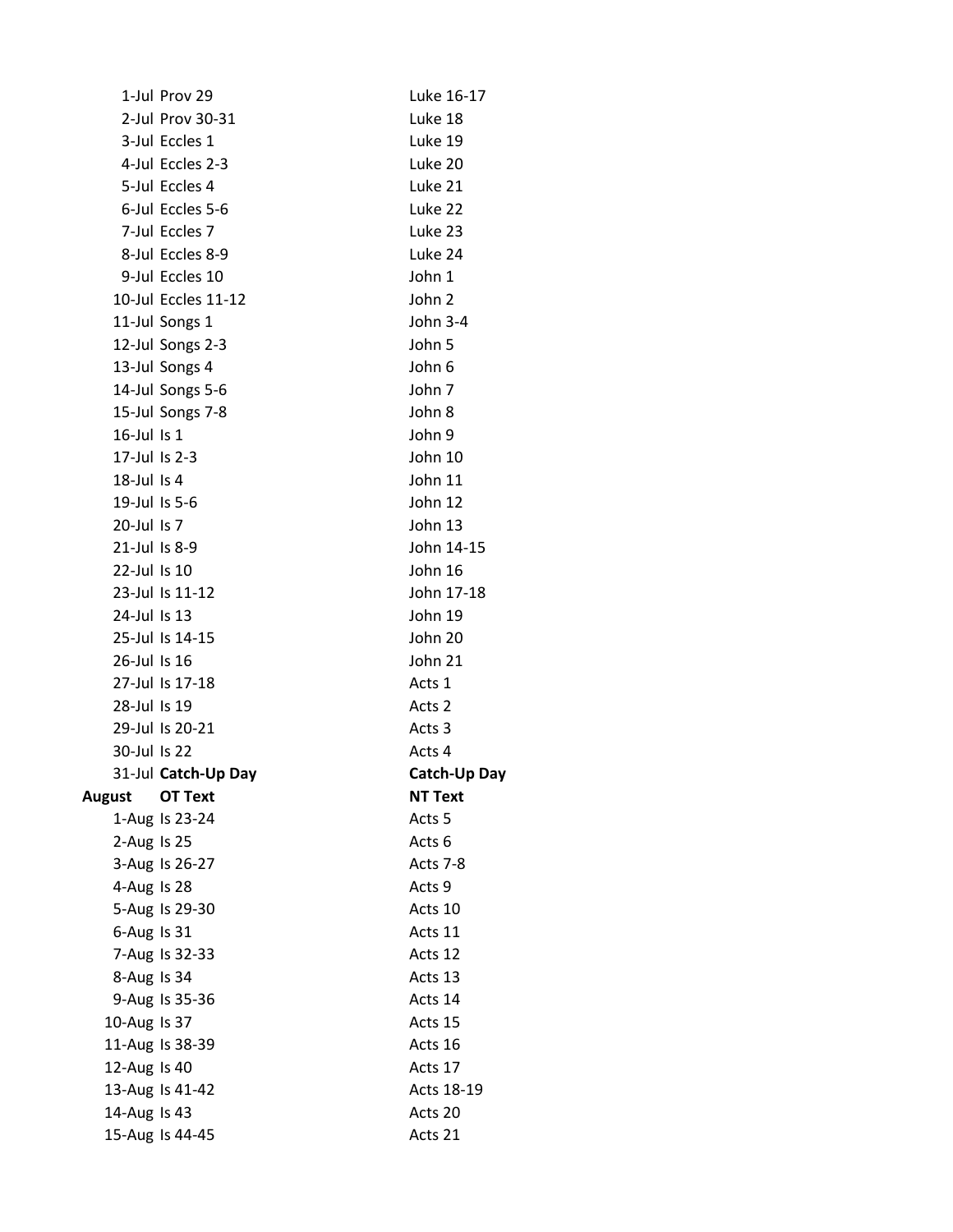| | | |
|---|---|---|
| 1-Jul | Prov 29 | Luke 16-17 |
| 2-Jul | Prov 30-31 | Luke 18 |
| 3-Jul | Eccles 1 | Luke 19 |
| 4-Jul | Eccles 2-3 | Luke 20 |
| 5-Jul | Eccles 4 | Luke 21 |
| 6-Jul | Eccles 5-6 | Luke 22 |
| 7-Jul | Eccles 7 | Luke 23 |
| 8-Jul | Eccles 8-9 | Luke 24 |
| 9-Jul | Eccles 10 | John 1 |
| 10-Jul | Eccles 11-12 | John 2 |
| 11-Jul | Songs 1 | John 3-4 |
| 12-Jul | Songs 2-3 | John 5 |
| 13-Jul | Songs 4 | John 6 |
| 14-Jul | Songs 5-6 | John 7 |
| 15-Jul | Songs 7-8 | John 8 |
| 16-Jul | Is 1 | John 9 |
| 17-Jul | Is 2-3 | John 10 |
| 18-Jul | Is 4 | John 11 |
| 19-Jul | Is 5-6 | John 12 |
| 20-Jul | Is 7 | John 13 |
| 21-Jul | Is 8-9 | John 14-15 |
| 22-Jul | Is 10 | John 16 |
| 23-Jul | Is 11-12 | John 17-18 |
| 24-Jul | Is 13 | John 19 |
| 25-Jul | Is 14-15 | John 20 |
| 26-Jul | Is 16 | John 21 |
| 27-Jul | Is 17-18 | Acts 1 |
| 28-Jul | Is 19 | Acts 2 |
| 29-Jul | Is 20-21 | Acts 3 |
| 30-Jul | Is 22 | Acts 4 |
| 31-Jul | **Catch-Up Day** | **Catch-Up Day** |
| **August** | **OT Text** | **NT Text** |
| 1-Aug | Is 23-24 | Acts 5 |
| 2-Aug | Is 25 | Acts 6 |
| 3-Aug | Is 26-27 | Acts 7-8 |
| 4-Aug | Is 28 | Acts 9 |
| 5-Aug | Is 29-30 | Acts 10 |
| 6-Aug | Is 31 | Acts 11 |
| 7-Aug | Is 32-33 | Acts 12 |
| 8-Aug | Is 34 | Acts 13 |
| 9-Aug | Is 35-36 | Acts 14 |
| 10-Aug | Is 37 | Acts 15 |
| 11-Aug | Is 38-39 | Acts 16 |
| 12-Aug | Is 40 | Acts 17 |
| 13-Aug | Is 41-42 | Acts 18-19 |
| 14-Aug | Is 43 | Acts 20 |
| 15-Aug | Is 44-45 | Acts 21 |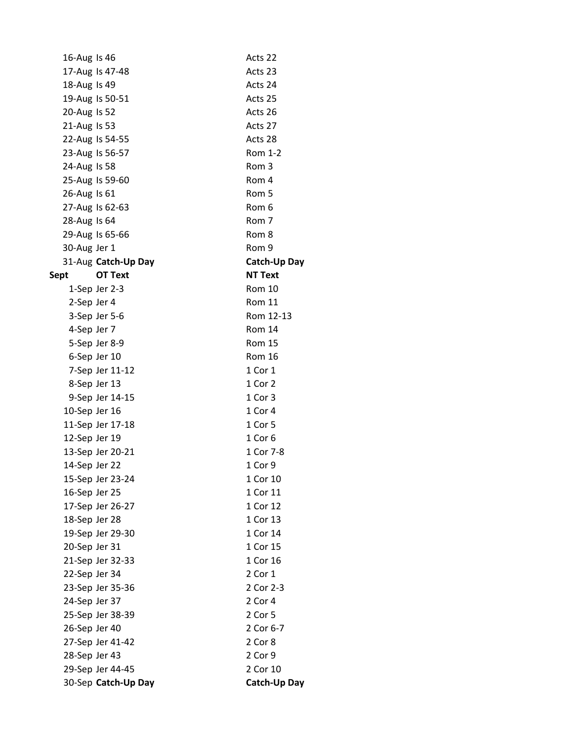| | | |
|---|---|---|
| 16-Aug | Is 46 | Acts 22 |
| 17-Aug | Is 47-48 | Acts 23 |
| 18-Aug | Is 49 | Acts 24 |
| 19-Aug | Is 50-51 | Acts 25 |
| 20-Aug | Is 52 | Acts 26 |
| 21-Aug | Is 53 | Acts 27 |
| 22-Aug | Is 54-55 | Acts 28 |
| 23-Aug | Is 56-57 | Rom 1-2 |
| 24-Aug | Is 58 | Rom 3 |
| 25-Aug | Is 59-60 | Rom 4 |
| 26-Aug | Is 61 | Rom 5 |
| 27-Aug | Is 62-63 | Rom 6 |
| 28-Aug | Is 64 | Rom 7 |
| 29-Aug | Is 65-66 | Rom 8 |
| 30-Aug | Jer 1 | Rom 9 |
| 31-Aug | **Catch-Up Day** | **Catch-Up Day** |

| **Sept** | **OT Text** | **NT Text** |
|---|---|---|
| 1-Sep | Jer 2-3 | Rom 10 |
| 2-Sep | Jer 4 | Rom 11 |
| 3-Sep | Jer 5-6 | Rom 12-13 |
| 4-Sep | Jer 7 | Rom 14 |
| 5-Sep | Jer 8-9 | Rom 15 |
| 6-Sep | Jer 10 | Rom 16 |
| 7-Sep | Jer 11-12 | 1 Cor 1 |
| 8-Sep | Jer 13 | 1 Cor 2 |
| 9-Sep | Jer 14-15 | 1 Cor 3 |
| 10-Sep | Jer 16 | 1 Cor 4 |
| 11-Sep | Jer 17-18 | 1 Cor 5 |
| 12-Sep | Jer 19 | 1 Cor 6 |
| 13-Sep | Jer 20-21 | 1 Cor 7-8 |
| 14-Sep | Jer 22 | 1 Cor 9 |
| 15-Sep | Jer 23-24 | 1 Cor 10 |
| 16-Sep | Jer 25 | 1 Cor 11 |
| 17-Sep | Jer 26-27 | 1 Cor 12 |
| 18-Sep | Jer 28 | 1 Cor 13 |
| 19-Sep | Jer 29-30 | 1 Cor 14 |
| 20-Sep | Jer 31 | 1 Cor 15 |
| 21-Sep | Jer 32-33 | 1 Cor 16 |
| 22-Sep | Jer 34 | 2 Cor 1 |
| 23-Sep | Jer 35-36 | 2 Cor 2-3 |
| 24-Sep | Jer 37 | 2 Cor 4 |
| 25-Sep | Jer 38-39 | 2 Cor 5 |
| 26-Sep | Jer 40 | 2 Cor 6-7 |
| 27-Sep | Jer 41-42 | 2 Cor 8 |
| 28-Sep | Jer 43 | 2 Cor 9 |
| 29-Sep | Jer 44-45 | 2 Cor 10 |
| 30-Sep | **Catch-Up Day** | **Catch-Up Day** |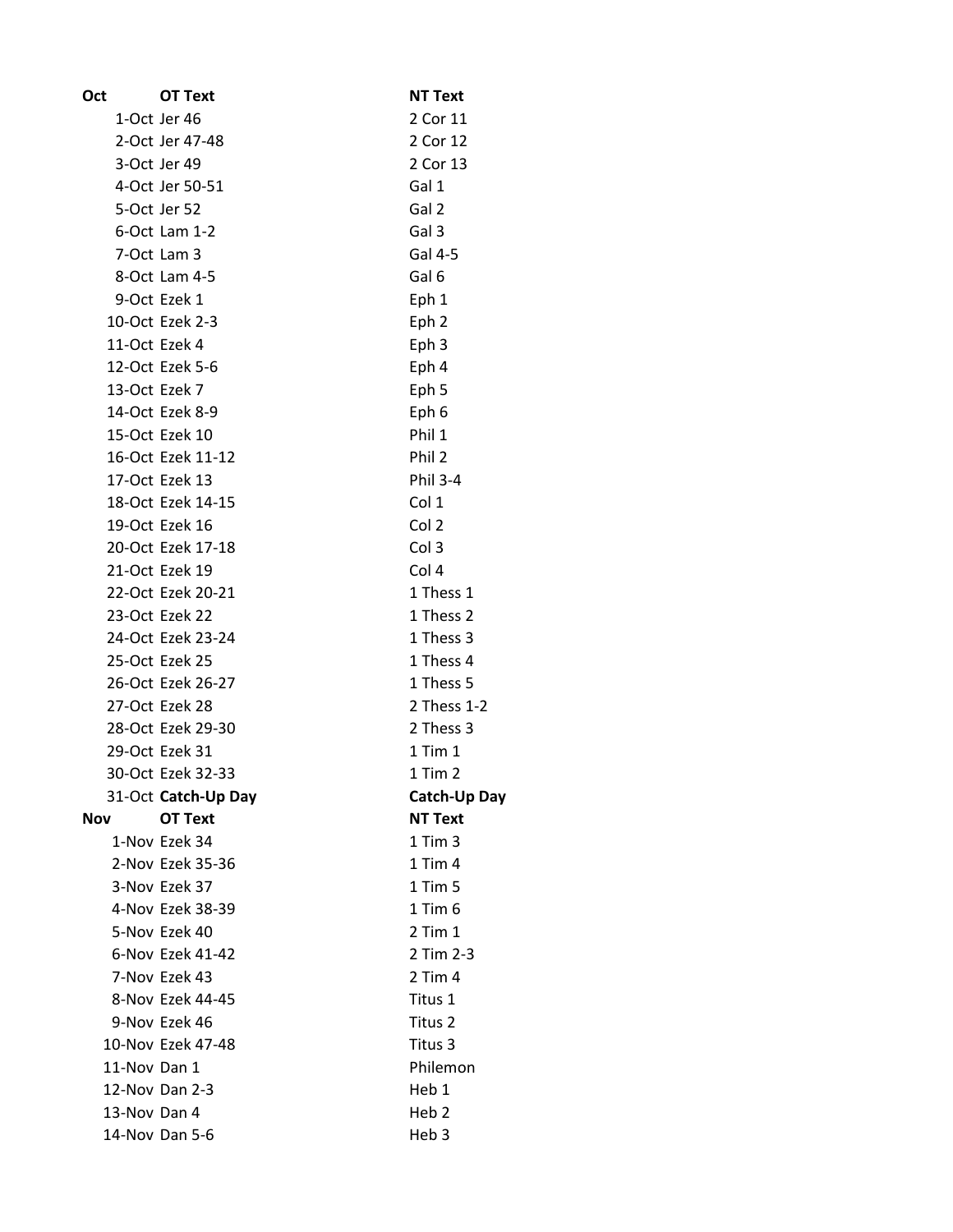| Oct | OT Text | NT Text |
| --- | --- | --- |
| 1-Oct | Jer 46 | 2 Cor 11 |
| 2-Oct | Jer 47-48 | 2 Cor 12 |
| 3-Oct | Jer 49 | 2 Cor 13 |
| 4-Oct | Jer 50-51 | Gal 1 |
| 5-Oct | Jer 52 | Gal 2 |
| 6-Oct | Lam 1-2 | Gal 3 |
| 7-Oct | Lam 3 | Gal 4-5 |
| 8-Oct | Lam 4-5 | Gal 6 |
| 9-Oct | Ezek 1 | Eph 1 |
| 10-Oct | Ezek 2-3 | Eph 2 |
| 11-Oct | Ezek 4 | Eph 3 |
| 12-Oct | Ezek 5-6 | Eph 4 |
| 13-Oct | Ezek 7 | Eph 5 |
| 14-Oct | Ezek 8-9 | Eph 6 |
| 15-Oct | Ezek 10 | Phil 1 |
| 16-Oct | Ezek 11-12 | Phil 2 |
| 17-Oct | Ezek 13 | Phil 3-4 |
| 18-Oct | Ezek 14-15 | Col 1 |
| 19-Oct | Ezek 16 | Col 2 |
| 20-Oct | Ezek 17-18 | Col 3 |
| 21-Oct | Ezek 19 | Col 4 |
| 22-Oct | Ezek 20-21 | 1 Thess 1 |
| 23-Oct | Ezek 22 | 1 Thess 2 |
| 24-Oct | Ezek 23-24 | 1 Thess 3 |
| 25-Oct | Ezek 25 | 1 Thess 4 |
| 26-Oct | Ezek 26-27 | 1 Thess 5 |
| 27-Oct | Ezek 28 | 2 Thess 1-2 |
| 28-Oct | Ezek 29-30 | 2 Thess 3 |
| 29-Oct | Ezek 31 | 1 Tim 1 |
| 30-Oct | Ezek 32-33 | 1 Tim 2 |
| 31-Oct | **Catch-Up Day** | **Catch-Up Day** |
| **Nov** | **OT Text** | **NT Text** |
| 1-Nov | Ezek 34 | 1 Tim 3 |
| 2-Nov | Ezek 35-36 | 1 Tim 4 |
| 3-Nov | Ezek 37 | 1 Tim 5 |
| 4-Nov | Ezek 38-39 | 1 Tim 6 |
| 5-Nov | Ezek 40 | 2 Tim 1 |
| 6-Nov | Ezek 41-42 | 2 Tim 2-3 |
| 7-Nov | Ezek 43 | 2 Tim 4 |
| 8-Nov | Ezek 44-45 | Titus 1 |
| 9-Nov | Ezek 46 | Titus 2 |
| 10-Nov | Ezek 47-48 | Titus 3 |
| 11-Nov | Dan 1 | Philemon |
| 12-Nov | Dan 2-3 | Heb 1 |
| 13-Nov | Dan 4 | Heb 2 |
| 14-Nov | Dan 5-6 | Heb 3 |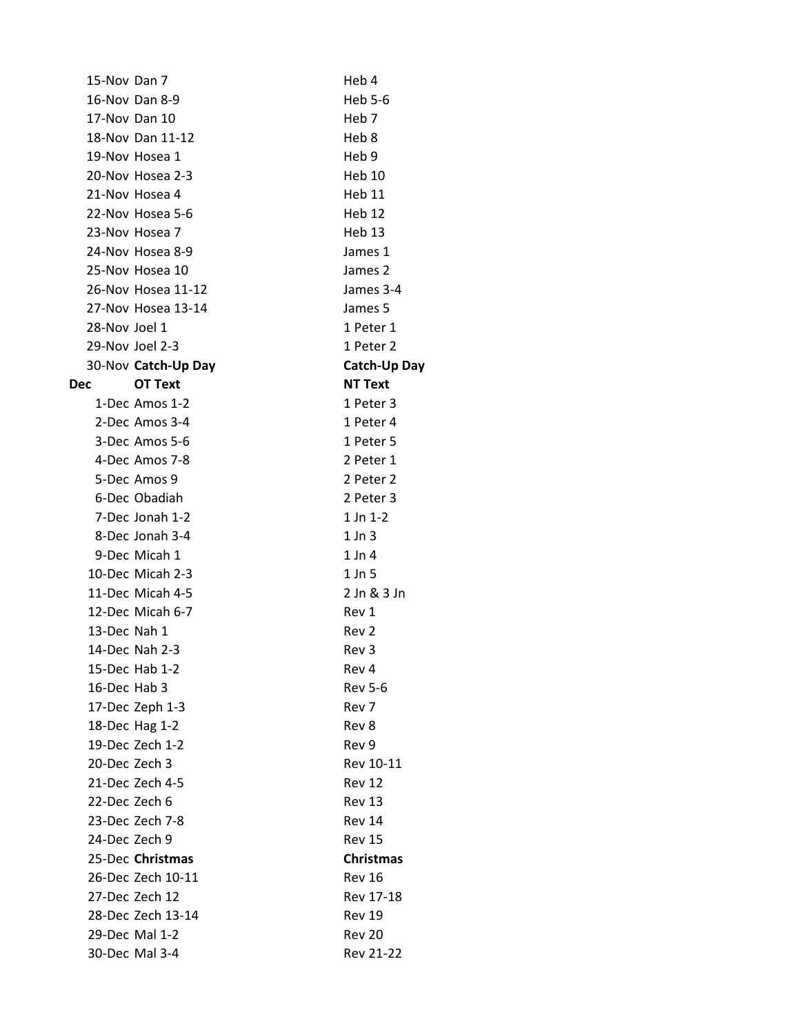| | | |
|---|---|---|
| 15-Nov | Dan 7 | Heb 4 |
| 16-Nov | Dan 8-9 | Heb 5-6 |
| 17-Nov | Dan 10 | Heb 7 |
| 18-Nov | Dan 11-12 | Heb 8 |
| 19-Nov | Hosea 1 | Heb 9 |
| 20-Nov | Hosea 2-3 | Heb 10 |
| 21-Nov | Hosea 4 | Heb 11 |
| 22-Nov | Hosea 5-6 | Heb 12 |
| 23-Nov | Hosea 7 | Heb 13 |
| 24-Nov | Hosea 8-9 | James 1 |
| 25-Nov | Hosea 10 | James 2 |
| 26-Nov | Hosea 11-12 | James 3-4 |
| 27-Nov | Hosea 13-14 | James 5 |
| 28-Nov | Joel 1 | 1 Peter 1 |
| 29-Nov | Joel 2-3 | 1 Peter 2 |
| 30-Nov | **Catch-Up Day** | **Catch-Up Day** |

| **Dec** | **OT Text** | **NT Text** |
|---|---|---|
| 1-Dec | Amos 1-2 | 1 Peter 3 |
| 2-Dec | Amos 3-4 | 1 Peter 4 |
| 3-Dec | Amos 5-6 | 1 Peter 5 |
| 4-Dec | Amos 7-8 | 2 Peter 1 |
| 5-Dec | Amos 9 | 2 Peter 2 |
| 6-Dec | Obadiah | 2 Peter 3 |
| 7-Dec | Jonah 1-2 | 1 Jn 1-2 |
| 8-Dec | Jonah 3-4 | 1 Jn 3 |
| 9-Dec | Micah 1 | 1 Jn 4 |
| 10-Dec | Micah 2-3 | 1 Jn 5 |
| 11-Dec | Micah 4-5 | 2 Jn & 3 Jn |
| 12-Dec | Micah 6-7 | Rev 1 |
| 13-Dec | Nah 1 | Rev 2 |
| 14-Dec | Nah 2-3 | Rev 3 |
| 15-Dec | Hab 1-2 | Rev 4 |
| 16-Dec | Hab 3 | Rev 5-6 |
| 17-Dec | Zeph 1-3 | Rev 7 |
| 18-Dec | Hag 1-2 | Rev 8 |
| 19-Dec | Zech 1-2 | Rev 9 |
| 20-Dec | Zech 3 | Rev 10-11 |
| 21-Dec | Zech 4-5 | Rev 12 |
| 22-Dec | Zech 6 | Rev 13 |
| 23-Dec | Zech 7-8 | Rev 14 |
| 24-Dec | Zech 9 | Rev 15 |
| 25-Dec | **Christmas** | **Christmas** |
| 26-Dec | Zech 10-11 | Rev 16 |
| 27-Dec | Zech 12 | Rev 17-18 |
| 28-Dec | Zech 13-14 | Rev 19 |
| 29-Dec | Mal 1-2 | Rev 20 |
| 30-Dec | Mal 3-4 | Rev 21-22 |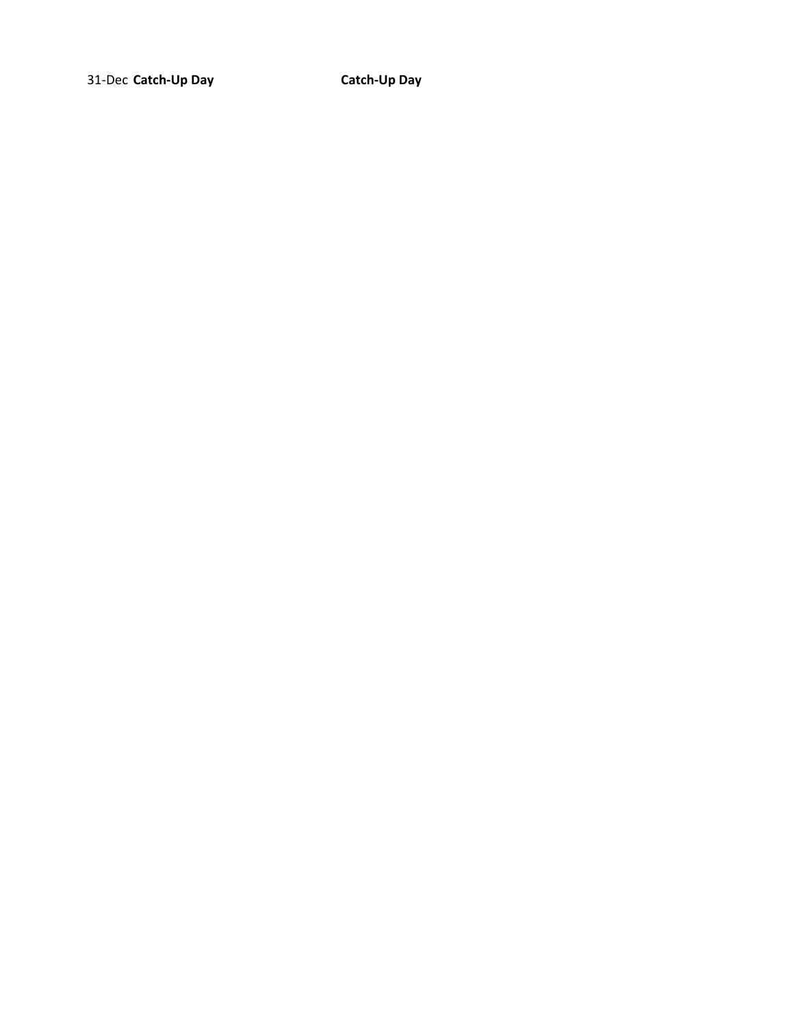| | | |
|---|---|---|
| 31-Dec | **Catch-Up Day** | **Catch-Up Day** |